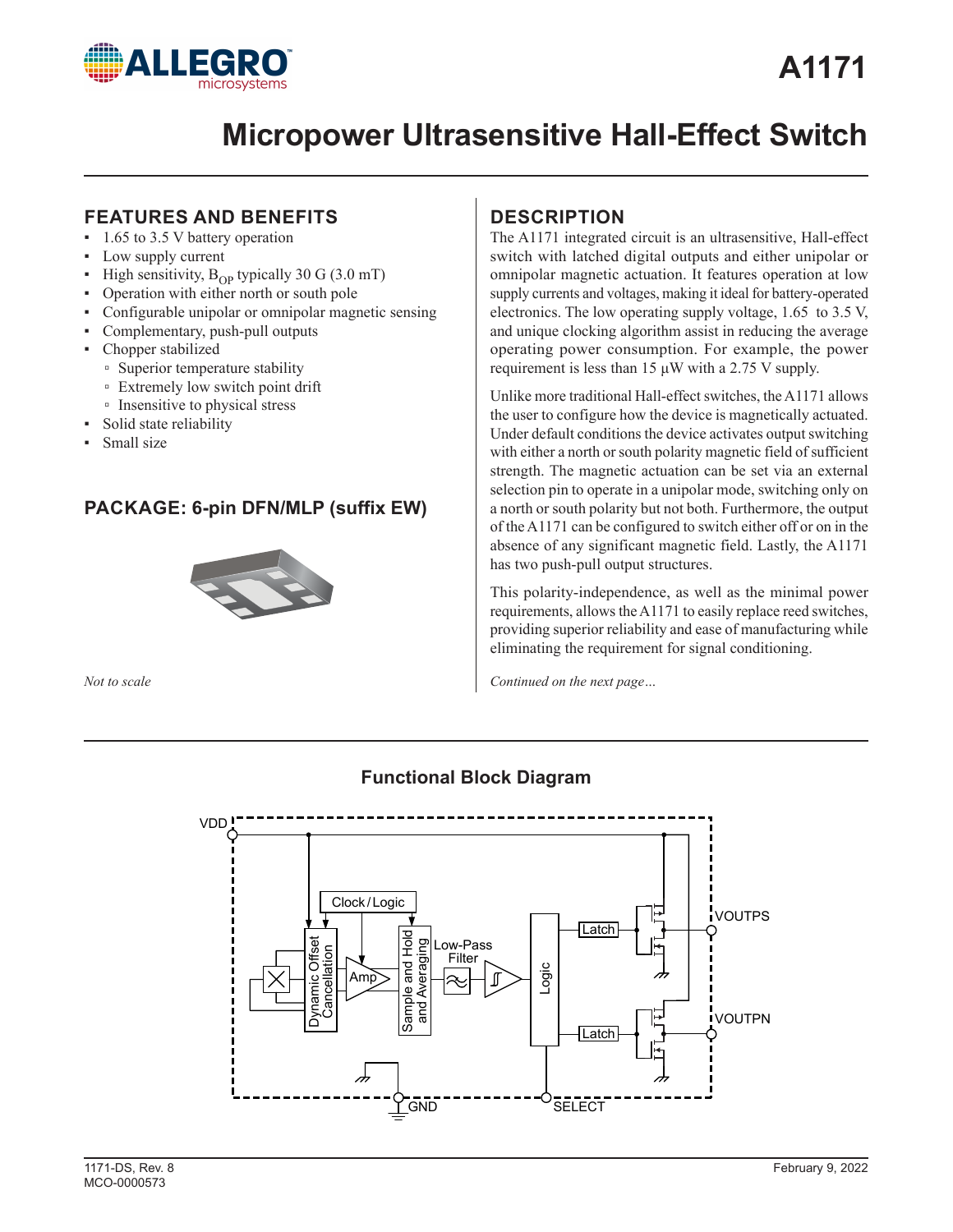# A1171

# Micropower Ultrasensitive Hall-Effect Switch

## FEATURES AND BENEFITS

- 1.65 to 3.5 V battery operation
- Low supply current
- High sensitivity, $B_{OP}$ typically 30 G (3.0 mT)
- Operation with either north or south pole
- Configurable unipolar or omnipolar magnetic sensing
- Complementary, push-pull outputs
- Chopper stabilized
  - Superior temperature stability
  - Extremely low switch point drift
  - Insensitive to physical stress
- Solid state reliability
- Small size

## PACKAGE: 6-pin DFN/MLP (suffix EW)

*Not to scale*

## DESCRIPTION

The A1171 integrated circuit is an ultrasensitive, Hall-effect switch with latched digital outputs and either unipolar or omnipolar magnetic actuation. It features operation at low supply currents and voltages, making it ideal for battery-operated electronics. The low operating supply voltage, 1.65 to 3.5 V, and unique clocking algorithm assist in reducing the average operating power consumption. For example, the power requirement is less than 15 µW with a 2.75 V supply.

Unlike more traditional Hall-effect switches, the A1171 allows the user to configure how the device is magnetically actuated. Under default conditions the device activates output switching with either a north or south polarity magnetic field of sufficient strength. The magnetic actuation can be set via an external selection pin to operate in a unipolar mode, switching only on a north or south polarity but not both. Furthermore, the output of the A1171 can be configured to switch either off or on in the absence of any significant magnetic field. Lastly, the A1171 has two push-pull output structures.

This polarity-independence, as well as the minimal power requirements, allows the A1171 to easily replace reed switches, providing superior reliability and ease of manufacturing while eliminating the requirement for signal conditioning.

*Continued on the next page…*

## Functional Block Diagram

VDD
Clock/Logic
Dynamic Offset Cancellation
Amp
Sample and Hold and Averaging
Low-Pass Filter
Logic
Latch
Latch
VOUTPS
VOUTPN
GND
SELECT

1171-DS, Rev. 8
MCO-0000573

February 9, 2022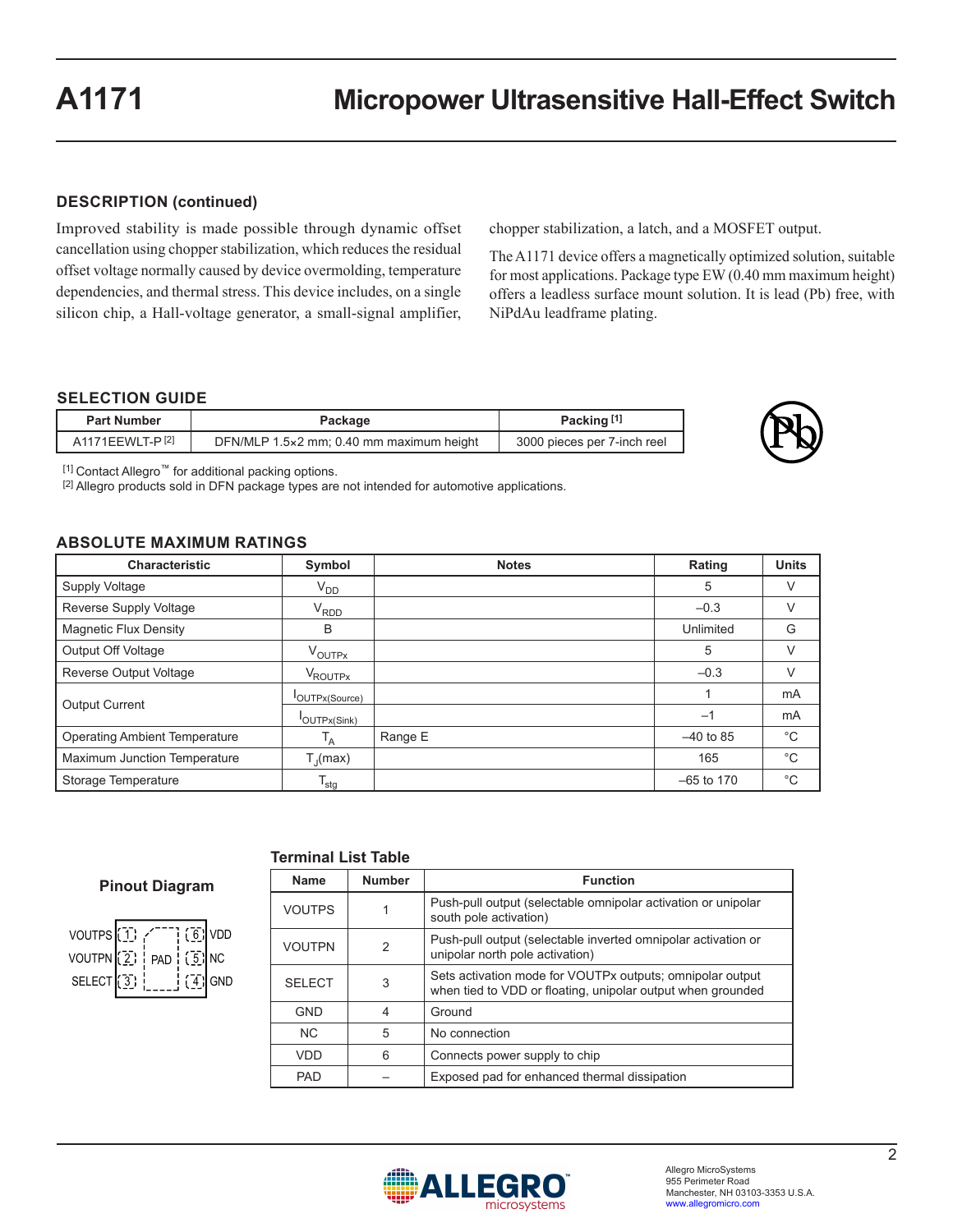## DESCRIPTION (continued)

Improved stability is made possible through dynamic offset cancellation using chopper stabilization, which reduces the residual offset voltage normally caused by device overmolding, temperature dependencies, and thermal stress. This device includes, on a single silicon chip, a Hall-voltage generator, a small-signal amplifier, chopper stabilization, a latch, and a MOSFET output.

The A1171 device offers a magnetically optimized solution, suitable for most applications. Package type EW (0.40 mm maximum height) offers a leadless surface mount solution. It is lead (Pb) free, with NiPdAu leadframe plating.

## SELECTION GUIDE

| Part Number | Package | Packing [1] |
|---|---|---|
| A1171EEWLT-P [2] | DFN/MLP 1.5×2 mm; 0.40 mm maximum height | 3000 pieces per 7-inch reel |

[1] Contact Allegro™ for additional packing options.
[2] Allegro products sold in DFN package types are not intended for automotive applications.

## ABSOLUTE MAXIMUM RATINGS

| Characteristic | Symbol | Notes | Rating | Units |
|---|---|---|---|---|
| Supply Voltage | $V_{DD}$ | | 5 | V |
| Reverse Supply Voltage | $V_{RDD}$ | | –0.3 | V |
| Magnetic Flux Density | B | | Unlimited | G |
| Output Off Voltage | $V_{OUTPx}$ | | 5 | V |
| Reverse Output Voltage | $V_{ROUTPx}$ | | –0.3 | V |
| Output Current | $I_{OUTPx(Source)}$ | | 1 | mA |
| | $I_{OUTPx(Sink)}$ | | –1 | mA |
| Operating Ambient Temperature | $T_A$ | Range E | –40 to 85 | °C |
| Maximum Junction Temperature | $T_J(max)$ | | 165 | °C |
| Storage Temperature | $T_{stg}$ | | –65 to 170 | °C |

### Pinout Diagram

VOUTPS 1 | 6 VDD
VOUTPN 2 | PAD | 5 NC
SELECT 3 | 4 GND

### Terminal List Table

| Name | Number | Function |
|---|---|---|
| VOUTPS | 1 | Push-pull output (selectable omnipolar activation or unipolar south pole activation) |
| VOUTPN | 2 | Push-pull output (selectable inverted omnipolar activation or unipolar north pole activation) |
| SELECT | 3 | Sets activation mode for VOUTPx outputs; omnipolar output when tied to VDD or floating, unipolar output when grounded |
| GND | 4 | Ground |
| NC | 5 | No connection |
| VDD | 6 | Connects power supply to chip |
| PAD | – | Exposed pad for enhanced thermal dissipation |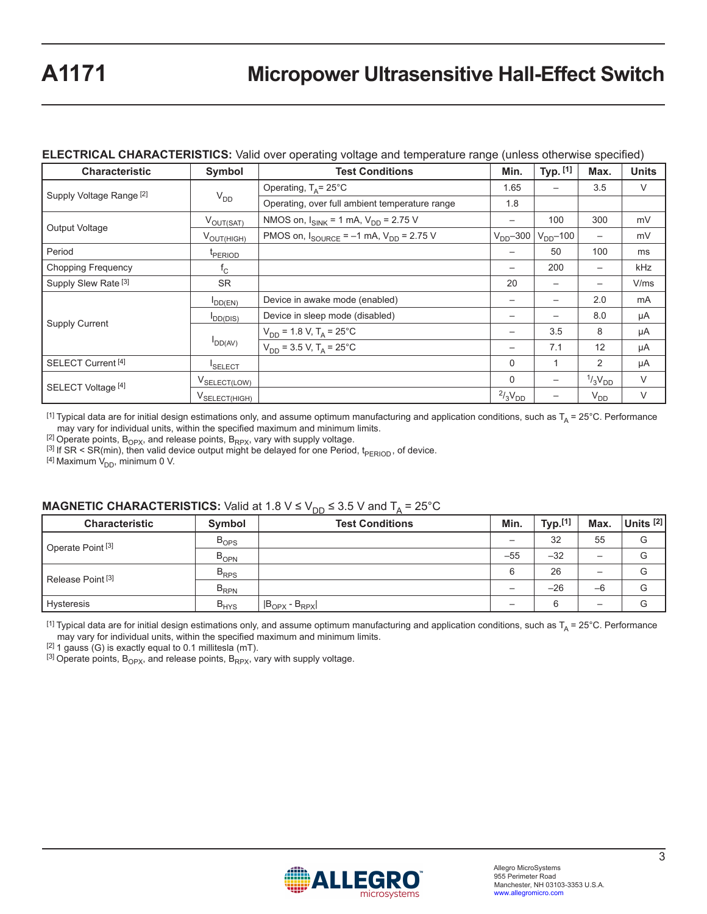**ELECTRICAL CHARACTERISTICS:** Valid over operating voltage and temperature range (unless otherwise specified)

| Characteristic | Symbol | Test Conditions | Min. | Typ. [1] | Max. | Units |
|---|---|---|---|---|---|---|
| Supply Voltage Range [2] | $V_{DD}$ | Operating, $T_A$= 25°C | 1.65 | – | 3.5 | V |
| | | Operating, over full ambient temperature range | 1.8 | | | |
| Output Voltage | $V_{OUT(SAT)}$ | NMOS on, $I_{SINK}$ = 1 mA, $V_{DD}$ = 2.75 V | – | 100 | 300 | mV |
| | $V_{OUT(HIGH)}$ | PMOS on, $I_{SOURCE}$ = –1 mA, $V_{DD}$ = 2.75 V | $V_{DD}$–300 | $V_{DD}$–100 | – | mV |
| Period | $t_{PERIOD}$ | | – | 50 | 100 | ms |
| Chopping Frequency | $f_C$ | | – | 200 | – | kHz |
| Supply Slew Rate [3] | SR | | 20 | – | – | V/ms |
| Supply Current | $I_{DD(EN)}$ | Device in awake mode (enabled) | – | – | 2.0 | mA |
| | $I_{DD(DIS)}$ | Device in sleep mode (disabled) | – | – | 8.0 | μA |
| | $I_{DD(AV)}$ | $V_{DD}$ = 1.8 V, $T_A$ = 25°C | – | 3.5 | 8 | μA |
| | | $V_{DD}$ = 3.5 V, $T_A$ = 25°C | – | 7.1 | 12 | μA |
| SELECT Current [4] | $I_{SELECT}$ | | 0 | 1 | 2 | μA |
| SELECT Voltage [4] | $V_{SELECT(LOW)}$ | | 0 | – | $^1/_3V_{DD}$ | V |
| | $V_{SELECT(HIGH)}$ | | $^2/_3V_{DD}$ | – | $V_{DD}$ | V |

[1] Typical data are for initial design estimations only, and assume optimum manufacturing and application conditions, such as $T_A$ = 25°C. Performance may vary for individual units, within the specified maximum and minimum limits.
[2] Operate points, $B_{OPX}$, and release points, $B_{RPX}$, vary with supply voltage.
[3] If SR < SR(min), then valid device output might be delayed for one Period, $t_{PERIOD}$, of device.
[4] Maximum $V_{DD}$, minimum 0 V.

**MAGNETIC CHARACTERISTICS:** Valid at 1.8 V ≤ $V_{DD}$ ≤ 3.5 V and $T_A$ = 25°C

| Characteristic | Symbol | Test Conditions | Min. | Typ.[1] | Max. | Units [2] |
|---|---|---|---|---|---|---|
| Operate Point [3] | $B_{OPS}$ | | – | 32 | 55 | G |
| | $B_{OPN}$ | | –55 | –32 | – | G |
| Release Point [3] | $B_{RPS}$ | | 6 | 26 | – | G |
| | $B_{RPN}$ | | – | –26 | –6 | G |
| Hysteresis | $B_{HYS}$ | $\lvert B_{OPX} - B_{RPX} \rvert$ | – | 6 | – | G |

[1] Typical data are for initial design estimations only, and assume optimum manufacturing and application conditions, such as $T_A$ = 25°C. Performance may vary for individual units, within the specified maximum and minimum limits.
[2] 1 gauss (G) is exactly equal to 0.1 millitesla (mT).
[3] Operate points, $B_{OPX}$, and release points, $B_{RPX}$, vary with supply voltage.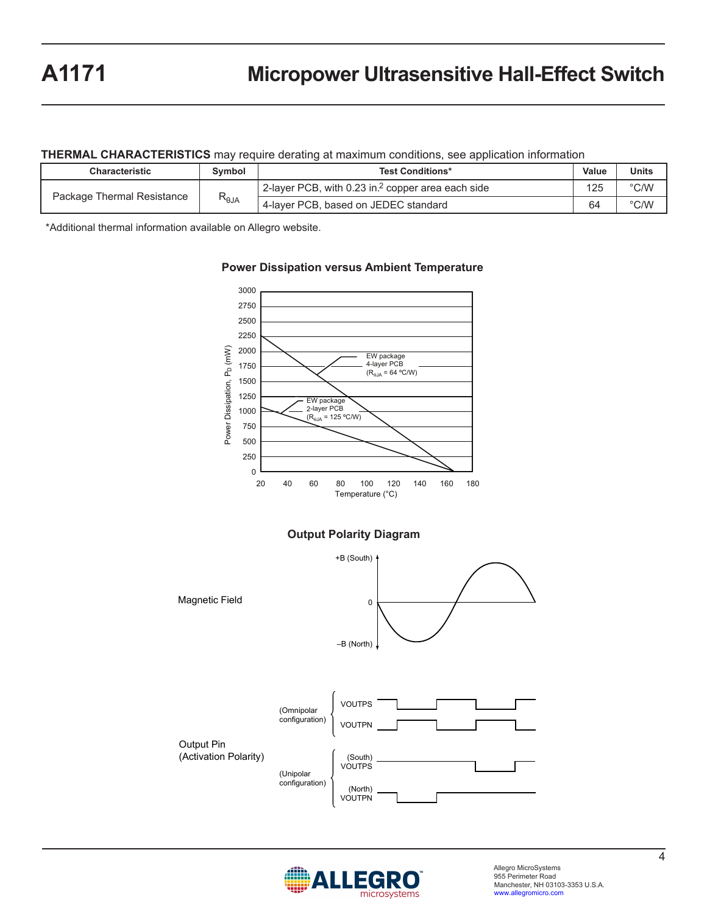**THERMAL CHARACTERISTICS** may require derating at maximum conditions, see application information

| Characteristic | Symbol | Test Conditions* | Value | Units |
|---|---|---|---|---|
| Package Thermal Resistance | $R_{\theta JA}$ | 2-layer PCB, with 0.23 in.$^2$ copper area each side | 125 | °C/W |
| | | 4-layer PCB, based on JEDEC standard | 64 | °C/W |

*Additional thermal information available on Allegro website.

### Power Dissipation versus Ambient Temperature

Power Dissipation, $P_D$ (mW)

3000
2750
2500
2250
2000
1750
1500
1250
1000
750
500
250
0

Temperature (°C)

20 40 60 80 100 120 140 160 180

EW package
4-layer PCB
($R_{\theta JA}$ = 64 °C/W)

EW package
2-layer PCB
($R_{\theta JA}$ = 125 °C/W)

### Output Polarity Diagram

Magnetic Field

+B (South)

0

–B (North)

Output Pin
(Activation Polarity)

(Omnipolar configuration)

VOUTPS

VOUTPN

(Unipolar configuration)

(South)
VOUTPS

(North)
VOUTPN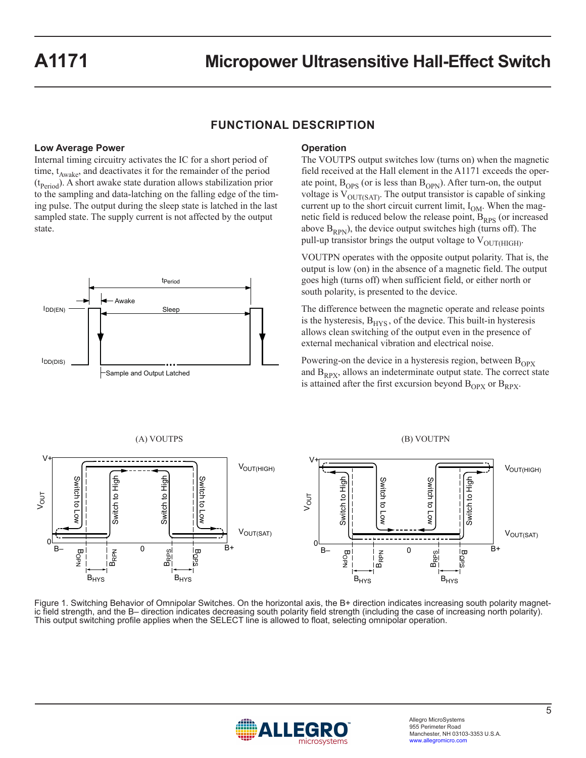## FUNCTIONAL DESCRIPTION

### Low Average Power

Internal timing circuitry activates the IC for a short period of time, $t_{Awake}$, and deactivates it for the remainder of the period ($t_{Period}$). A short awake state duration allows stabilization prior to the sampling and data-latching on the falling edge of the timing pulse. The output during the sleep state is latched in the last sampled state. The supply current is not affected by the output state.

### Operation

The VOUTPS output switches low (turns on) when the magnetic field received at the Hall element in the A1171 exceeds the operate point, $B_{OPS}$ (or is less than $B_{OPN}$). After turn-on, the output voltage is $V_{OUT(SAT)}$. The output transistor is capable of sinking current up to the short circuit current limit, $I_{OM}$. When the magnetic field is reduced below the release point, $B_{RPS}$ (or increased above $B_{RPN}$), the device output switches high (turns off). The pull-up transistor brings the output voltage to $V_{OUT(HIGH)}$.

VOUTPN operates with the opposite output polarity. That is, the output is low (on) in the absence of a magnetic field. The output goes high (turns off) when sufficient field, or either north or south polarity, is presented to the device.

The difference between the magnetic operate and release points is the hysteresis, $B_{HYS}$, of the device. This built-in hysteresis allows clean switching of the output even in the presence of external mechanical vibration and electrical noise.

Powering-on the device in a hysteresis region, between $B_{OPX}$ and $B_{RPX}$, allows an indeterminate output state. The correct state is attained after the first excursion beyond $B_{OPX}$ or $B_{RPX}$.

Figure 1. Switching Behavior of Omnipolar Switches. On the horizontal axis, the B+ direction indicates increasing south polarity magnetic field strength, and the B– direction indicates decreasing south polarity field strength (including the case of increasing north polarity). This output switching profile applies when the SELECT line is allowed to float, selecting omnipolar operation.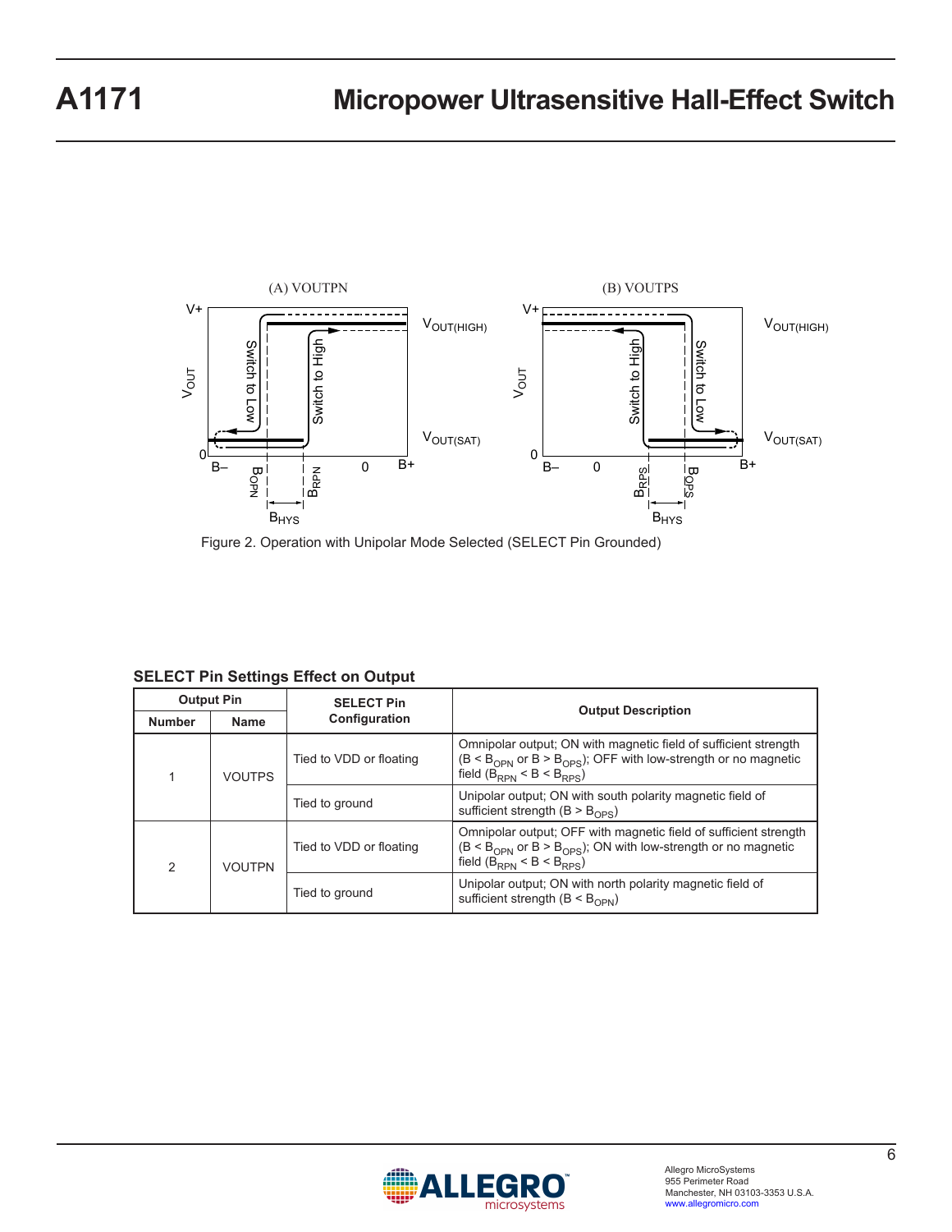(A) VOUTPN

V+

$V_{OUT}$

0

B–

Switch to Low

Switch to High

$V_{OUT(HIGH)}$

$V_{OUT(SAT)}$

$B_{OPN}$

$B_{RPN}$

0

B+

$B_{HYS}$

(B) VOUTPS

V+

$V_{OUT}$

0

B–

0

Switch to High

Switch to Low

$V_{OUT(HIGH)}$

$V_{OUT(SAT)}$

$B_{RPS}$

$B_{OPS}$

B+

$B_{HYS}$

Figure 2. Operation with Unipolar Mode Selected (SELECT Pin Grounded)

### SELECT Pin Settings Effect on Output

| Output Pin | | SELECT Pin Configuration | Output Description |
|---|---|---|---|
| **Number** | **Name** | | |
| 1 | VOUTPS | Tied to VDD or floating | Omnipolar output; ON with magnetic field of sufficient strength ($B < B_{OPN}$ or $B > B_{OPS}$); OFF with low-strength or no magnetic field ($B_{RPN} < B < B_{RPS}$) |
| | | Tied to ground | Unipolar output; ON with south polarity magnetic field of sufficient strength ($B > B_{OPS}$) |
| 2 | VOUTPN | Tied to VDD or floating | Omnipolar output; OFF with magnetic field of sufficient strength ($B < B_{OPN}$ or $B > B_{OPS}$); ON with low-strength or no magnetic field ($B_{RPN} < B < B_{RPS}$) |
| | | Tied to ground | Unipolar output; ON with north polarity magnetic field of sufficient strength ($B < B_{OPN}$) |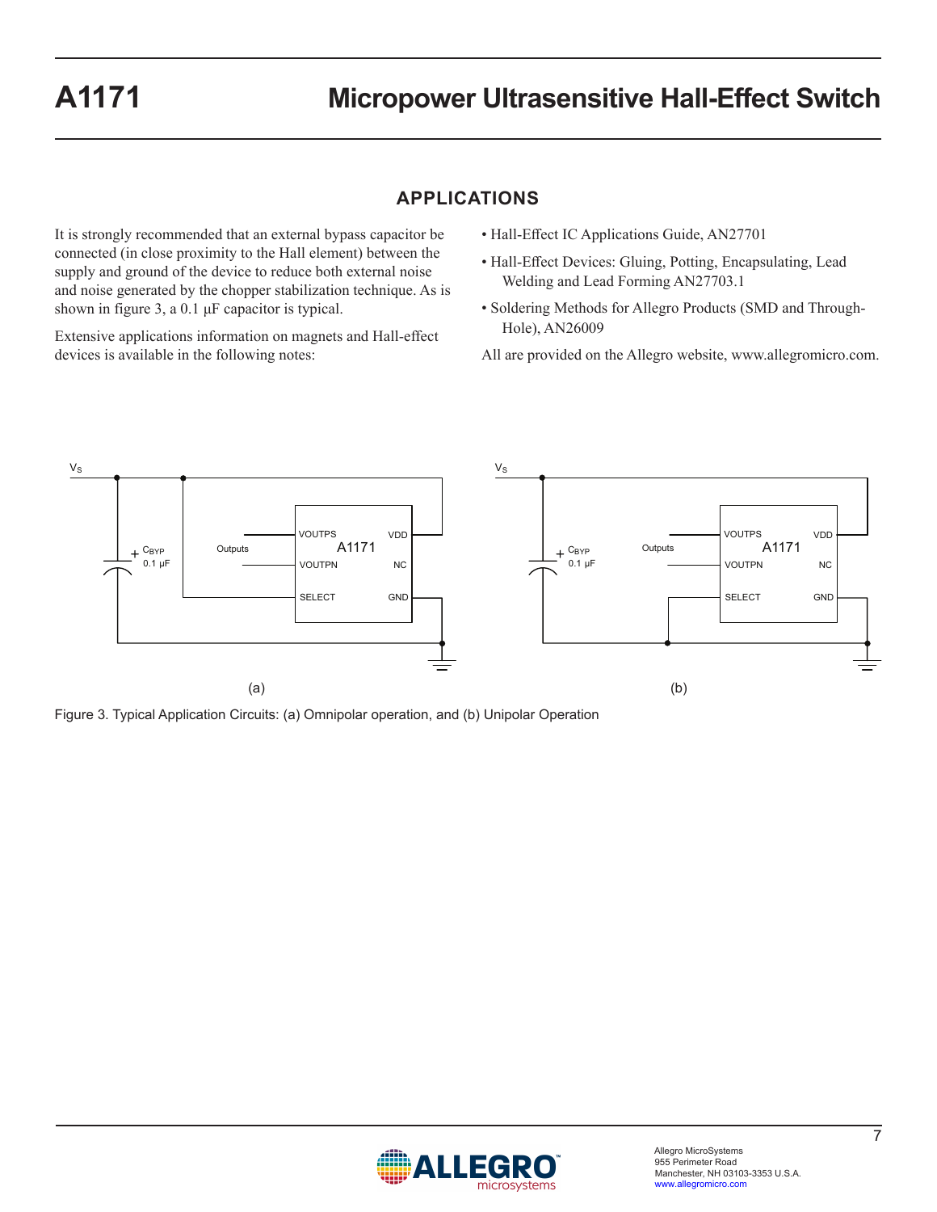## APPLICATIONS

It is strongly recommended that an external bypass capacitor be connected (in close proximity to the Hall element) between the supply and ground of the device to reduce both external noise and noise generated by the chopper stabilization technique. As is shown in figure 3, a 0.1 µF capacitor is typical.

Extensive applications information on magnets and Hall-effect devices is available in the following notes:

- Hall-Effect IC Applications Guide, AN27701
- Hall-Effect Devices: Gluing, Potting, Encapsulating, Lead Welding and Lead Forming AN27703.1
- Soldering Methods for Allegro Products (SMD and Through-Hole), AN26009

All are provided on the Allegro website, www.allegromicro.com.

Figure 3. Typical Application Circuits: (a) Omnipolar operation, and (b) Unipolar Operation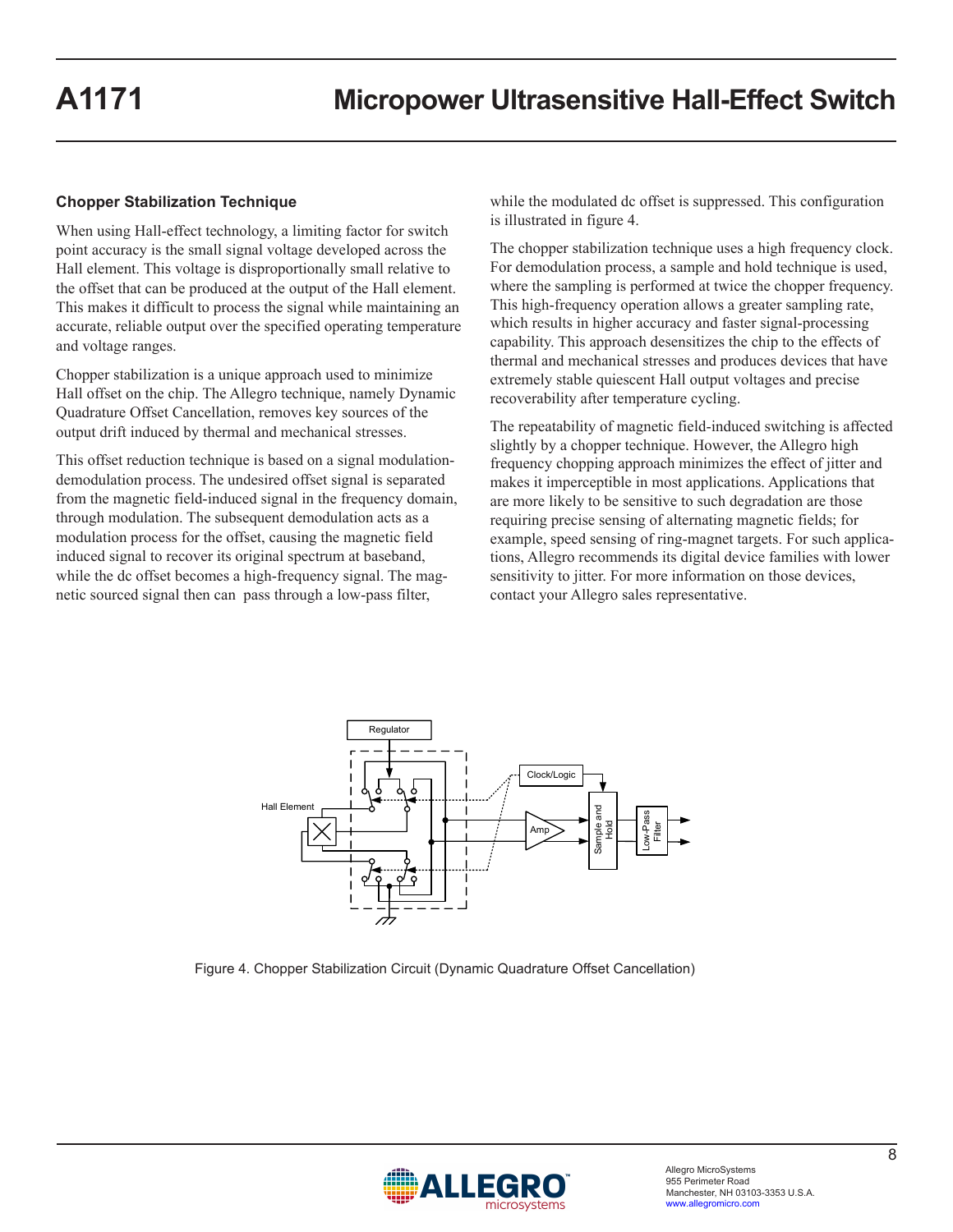## Chopper Stabilization Technique

When using Hall-effect technology, a limiting factor for switch point accuracy is the small signal voltage developed across the Hall element. This voltage is disproportionally small relative to the offset that can be produced at the output of the Hall element. This makes it difficult to process the signal while maintaining an accurate, reliable output over the specified operating temperature and voltage ranges.

Chopper stabilization is a unique approach used to minimize Hall offset on the chip. The Allegro technique, namely Dynamic Quadrature Offset Cancellation, removes key sources of the output drift induced by thermal and mechanical stresses.

This offset reduction technique is based on a signal modulation-demodulation process. The undesired offset signal is separated from the magnetic field-induced signal in the frequency domain, through modulation. The subsequent demodulation acts as a modulation process for the offset, causing the magnetic field induced signal to recover its original spectrum at baseband, while the dc offset becomes a high-frequency signal. The magnetic sourced signal then can pass through a low-pass filter, while the modulated dc offset is suppressed. This configuration is illustrated in figure 4.

The chopper stabilization technique uses a high frequency clock. For demodulation process, a sample and hold technique is used, where the sampling is performed at twice the chopper frequency. This high-frequency operation allows a greater sampling rate, which results in higher accuracy and faster signal-processing capability. This approach desensitizes the chip to the effects of thermal and mechanical stresses and produces devices that have extremely stable quiescent Hall output voltages and precise recoverability after temperature cycling.

The repeatability of magnetic field-induced switching is affected slightly by a chopper technique. However, the Allegro high frequency chopping approach minimizes the effect of jitter and makes it imperceptible in most applications. Applications that are more likely to be sensitive to such degradation are those requiring precise sensing of alternating magnetic fields; for example, speed sensing of ring-magnet targets. For such applications, Allegro recommends its digital device families with lower sensitivity to jitter. For more information on those devices, contact your Allegro sales representative.

Regulator

Clock/Logic

Hall Element

Amp

Sample and Hold

Low-Pass Filter

Figure 4. Chopper Stabilization Circuit (Dynamic Quadrature Offset Cancellation)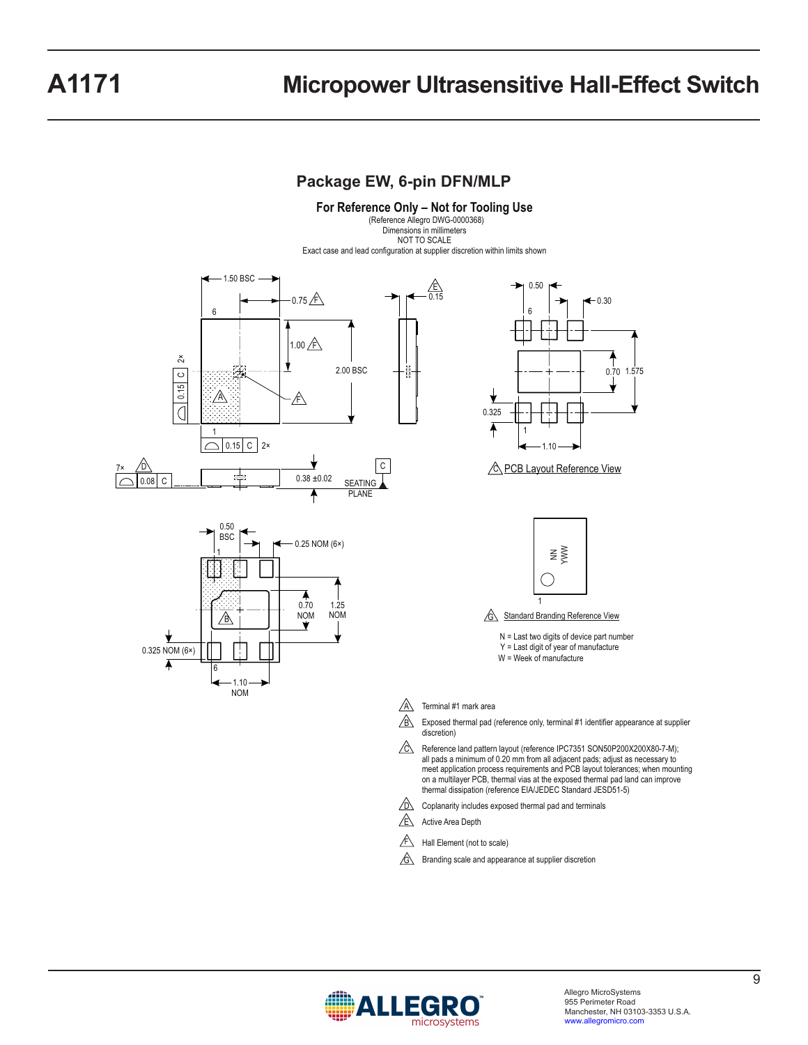## Package EW, 6-pin DFN/MLP

**For Reference Only – Not for Tooling Use**

(Reference Allegro DWG-0000368)
Dimensions in millimeters
NOT TO SCALE
Exact case and lead configuration at supplier discretion within limits shown

1.50 BSC
0.75 F
6
1.00 F
2.00 BSC
A
F
2×
0.15 C
1
0.15 C 2×
E
0.15
7× D
0.08 C
0.38 ±0.02
C
SEATING PLANE

0.50
6
0.30
0.70
1.575
0.325
1
1.10
C PCB Layout Reference View

0.50 BSC
0.25 NOM (6×)
1
0.70 NOM
1.25 NOM
B
0.325 NOM (6×)
6
1.10 NOM

NN
YWW
1
G Standard Branding Reference View

N = Last two digits of device part number
Y = Last digit of year of manufacture
W = Week of manufacture

A Terminal #1 mark area

B Exposed thermal pad (reference only, terminal #1 identifier appearance at supplier discretion)

C Reference land pattern layout (reference IPC7351 SON50P200X200X80-7-M); all pads a minimum of 0.20 mm from all adjacent pads; adjust as necessary to meet application process requirements and PCB layout tolerances; when mounting on a multilayer PCB, thermal vias at the exposed thermal pad land can improve thermal dissipation (reference EIA/JEDEC Standard JESD51-5)

D Coplanarity includes exposed thermal pad and terminals

E Active Area Depth

F Hall Element (not to scale)

G Branding scale and appearance at supplier discretion

Allegro MicroSystems
955 Perimeter Road
Manchester, NH 03103-3353 U.S.A.
www.allegromicro.com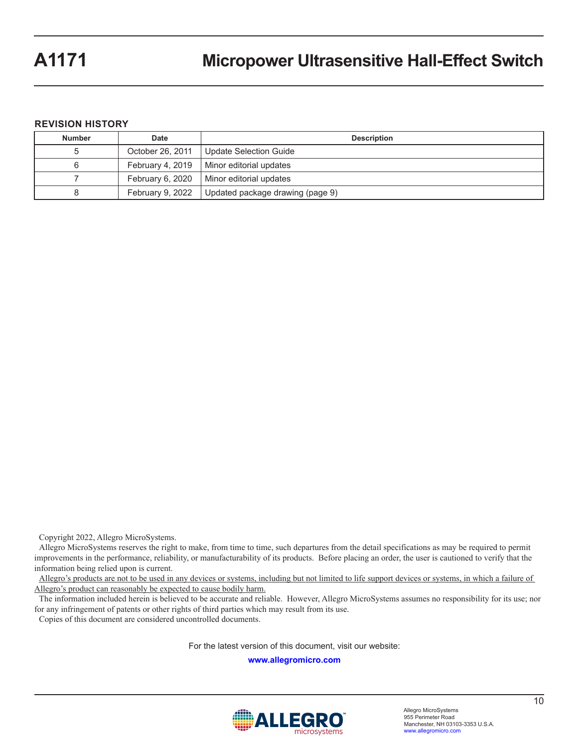## REVISION HISTORY

| Number | Date | Description |
|---|---|---|
| 5 | October 26, 2011 | Update Selection Guide |
| 6 | February 4, 2019 | Minor editorial updates |
| 7 | February 6, 2020 | Minor editorial updates |
| 8 | February 9, 2022 | Updated package drawing (page 9) |

Copyright 2022, Allegro MicroSystems.

Allegro MicroSystems reserves the right to make, from time to time, such departures from the detail specifications as may be required to permit improvements in the performance, reliability, or manufacturability of its products. Before placing an order, the user is cautioned to verify that the information being relied upon is current.

Allegro's products are not to be used in any devices or systems, including but not limited to life support devices or systems, in which a failure of Allegro's product can reasonably be expected to cause bodily harm.

The information included herein is believed to be accurate and reliable. However, Allegro MicroSystems assumes no responsibility for its use; nor for any infringement of patents or other rights of third parties which may result from its use.

Copies of this document are considered uncontrolled documents.

For the latest version of this document, visit our website:

**www.allegromicro.com**